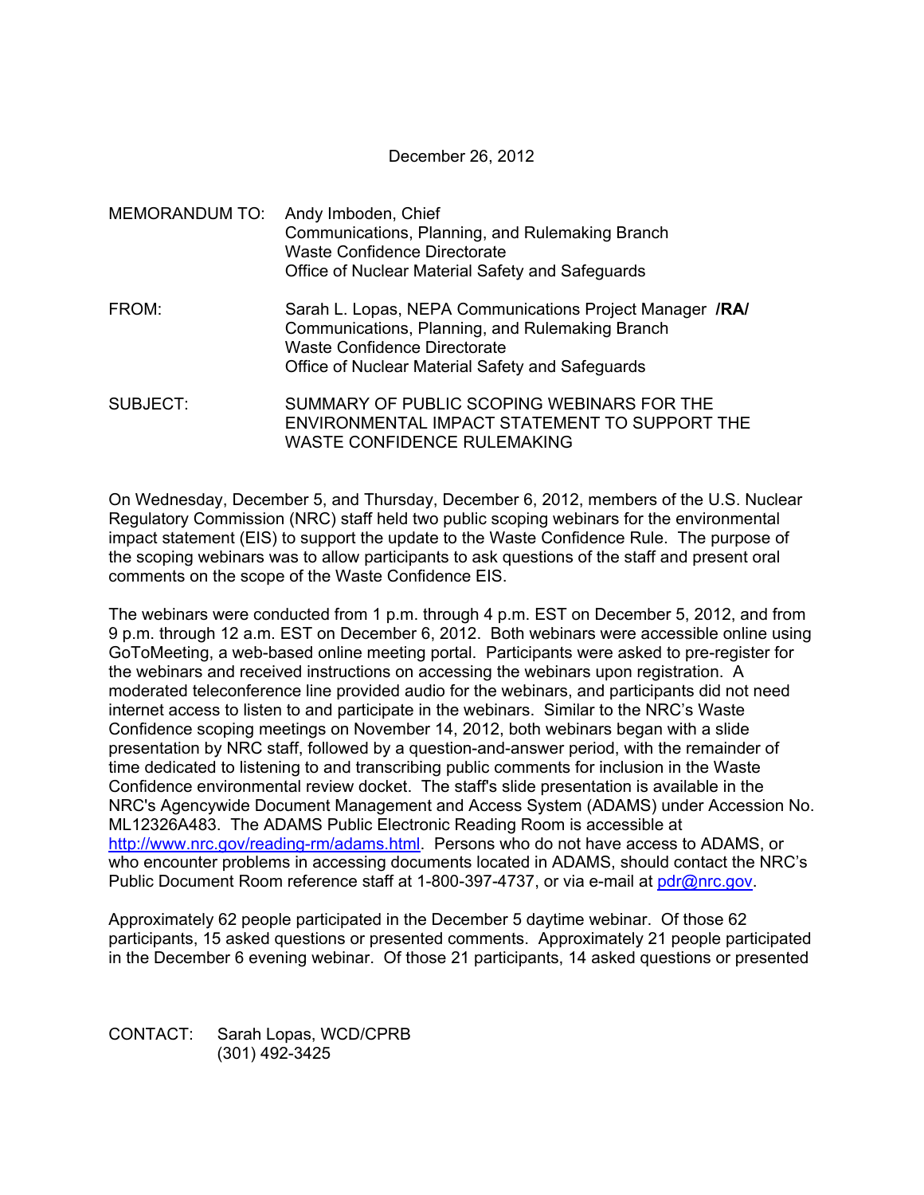December 26, 2012

MEMORANDUM TO: Andy Imboden, Chief
Communications, Planning, and Rulemaking Branch
Waste Confidence Directorate
Office of Nuclear Material Safety and Safeguards

FROM: Sarah L. Lopas, NEPA Communications Project Manager **/RA/**
Communications, Planning, and Rulemaking Branch
Waste Confidence Directorate
Office of Nuclear Material Safety and Safeguards

SUBJECT: SUMMARY OF PUBLIC SCOPING WEBINARS FOR THE ENVIRONMENTAL IMPACT STATEMENT TO SUPPORT THE WASTE CONFIDENCE RULEMAKING

On Wednesday, December 5, and Thursday, December 6, 2012, members of the U.S. Nuclear Regulatory Commission (NRC) staff held two public scoping webinars for the environmental impact statement (EIS) to support the update to the Waste Confidence Rule. The purpose of the scoping webinars was to allow participants to ask questions of the staff and present oral comments on the scope of the Waste Confidence EIS.

The webinars were conducted from 1 p.m. through 4 p.m. EST on December 5, 2012, and from 9 p.m. through 12 a.m. EST on December 6, 2012. Both webinars were accessible online using GoToMeeting, a web-based online meeting portal. Participants were asked to pre-register for the webinars and received instructions on accessing the webinars upon registration. A moderated teleconference line provided audio for the webinars, and participants did not need internet access to listen to and participate in the webinars. Similar to the NRC's Waste Confidence scoping meetings on November 14, 2012, both webinars began with a slide presentation by NRC staff, followed by a question-and-answer period, with the remainder of time dedicated to listening to and transcribing public comments for inclusion in the Waste Confidence environmental review docket. The staff's slide presentation is available in the NRC's Agencywide Document Management and Access System (ADAMS) under Accession No. ML12326A483. The ADAMS Public Electronic Reading Room is accessible at http://www.nrc.gov/reading-rm/adams.html. Persons who do not have access to ADAMS, or who encounter problems in accessing documents located in ADAMS, should contact the NRC's Public Document Room reference staff at 1-800-397-4737, or via e-mail at pdr@nrc.gov.

Approximately 62 people participated in the December 5 daytime webinar. Of those 62 participants, 15 asked questions or presented comments. Approximately 21 people participated in the December 6 evening webinar. Of those 21 participants, 14 asked questions or presented

CONTACT: Sarah Lopas, WCD/CPRB
(301) 492-3425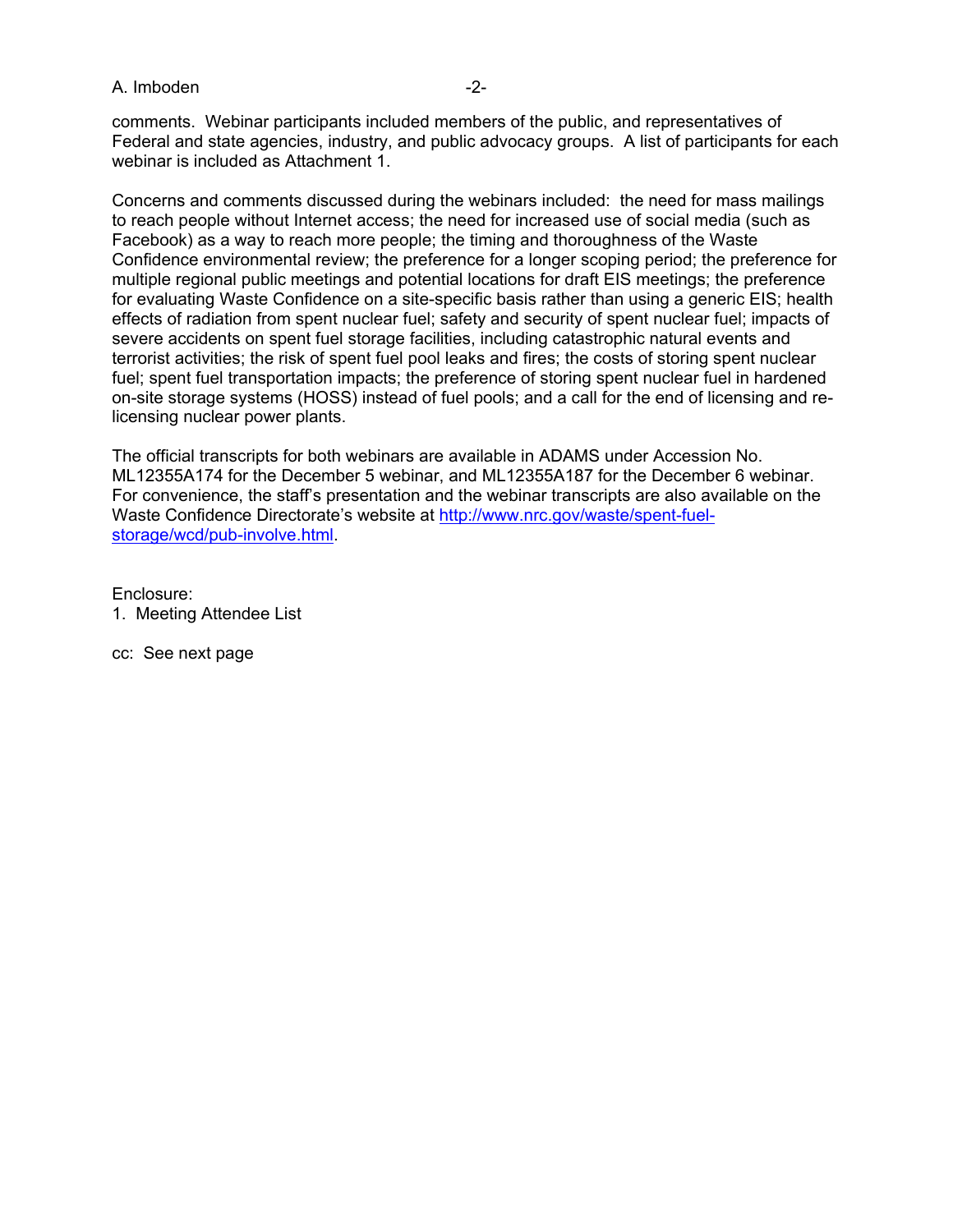comments. Webinar participants included members of the public, and representatives of Federal and state agencies, industry, and public advocacy groups. A list of participants for each webinar is included as Attachment 1.

Concerns and comments discussed during the webinars included: the need for mass mailings to reach people without Internet access; the need for increased use of social media (such as Facebook) as a way to reach more people; the timing and thoroughness of the Waste Confidence environmental review; the preference for a longer scoping period; the preference for multiple regional public meetings and potential locations for draft EIS meetings; the preference for evaluating Waste Confidence on a site-specific basis rather than using a generic EIS; health effects of radiation from spent nuclear fuel; safety and security of spent nuclear fuel; impacts of severe accidents on spent fuel storage facilities, including catastrophic natural events and terrorist activities; the risk of spent fuel pool leaks and fires; the costs of storing spent nuclear fuel; spent fuel transportation impacts; the preference of storing spent nuclear fuel in hardened on-site storage systems (HOSS) instead of fuel pools; and a call for the end of licensing and re-licensing nuclear power plants.

The official transcripts for both webinars are available in ADAMS under Accession No. ML12355A174 for the December 5 webinar, and ML12355A187 for the December 6 webinar. For convenience, the staff's presentation and the webinar transcripts are also available on the Waste Confidence Directorate's website at [http://www.nrc.gov/waste/spent-fuel-storage/wcd/pub-involve.html](http://www.nrc.gov/waste/spent-fuel-storage/wcd/pub-involve.html).

Enclosure:
1. Meeting Attendee List

cc: See next page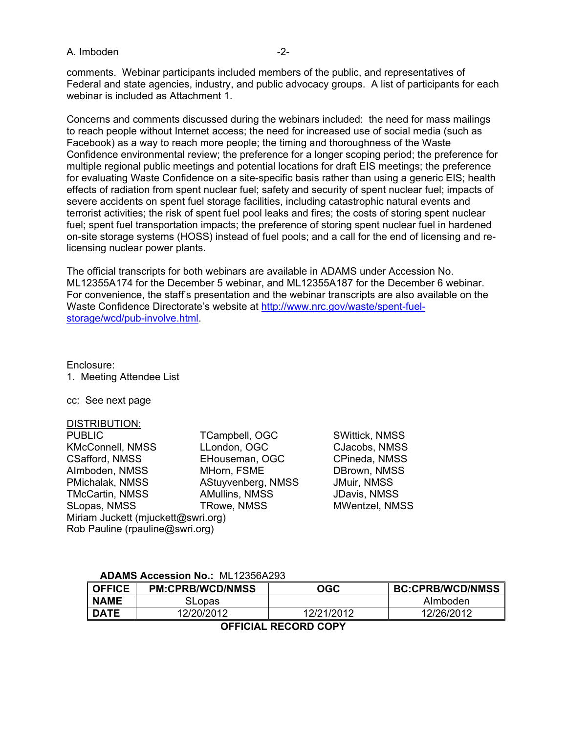comments. Webinar participants included members of the public, and representatives of Federal and state agencies, industry, and public advocacy groups. A list of participants for each webinar is included as Attachment 1.

Concerns and comments discussed during the webinars included: the need for mass mailings to reach people without Internet access; the need for increased use of social media (such as Facebook) as a way to reach more people; the timing and thoroughness of the Waste Confidence environmental review; the preference for a longer scoping period; the preference for multiple regional public meetings and potential locations for draft EIS meetings; the preference for evaluating Waste Confidence on a site-specific basis rather than using a generic EIS; health effects of radiation from spent nuclear fuel; safety and security of spent nuclear fuel; impacts of severe accidents on spent fuel storage facilities, including catastrophic natural events and terrorist activities; the risk of spent fuel pool leaks and fires; the costs of storing spent nuclear fuel; spent fuel transportation impacts; the preference of storing spent nuclear fuel in hardened on-site storage systems (HOSS) instead of fuel pools; and a call for the end of licensing and re-licensing nuclear power plants.

The official transcripts for both webinars are available in ADAMS under Accession No. ML12355A174 for the December 5 webinar, and ML12355A187 for the December 6 webinar. For convenience, the staff's presentation and the webinar transcripts are also available on the Waste Confidence Directorate's website at http://www.nrc.gov/waste/spent-fuel-storage/wcd/pub-involve.html.

Enclosure:
1. Meeting Attendee List

cc: See next page

DISTRIBUTION:

| | | |
|---|---|---|
| PUBLIC | TCampbell, OGC | SWittick, NMSS |
| KMcConnell, NMSS | LLondon, OGC | CJacobs, NMSS |
| CSafford, NMSS | EHouseman, OGC | CPineda, NMSS |
| AImboden, NMSS | MHorn, FSME | DBrown, NMSS |
| PMichalak, NMSS | AStuyvenberg, NMSS | JMuir, NMSS |
| TMcCartin, NMSS | AMullins, NMSS | JDavis, NMSS |
| SLopas, NMSS | TRowe, NMSS | MWentzel, NMSS |

Miriam Juckett (mjuckett@swri.org)
Rob Pauline (rpauline@swri.org)

**ADAMS Accession No.:** ML12356A293

| OFFICE | PM:CPRB/WCD/NMSS | OGC | BC:CPRB/WCD/NMSS |
|---|---|---|---|
| NAME | SLopas | | AImboden |
| DATE | 12/20/2012 | 12/21/2012 | 12/26/2012 |

**OFFICIAL RECORD COPY**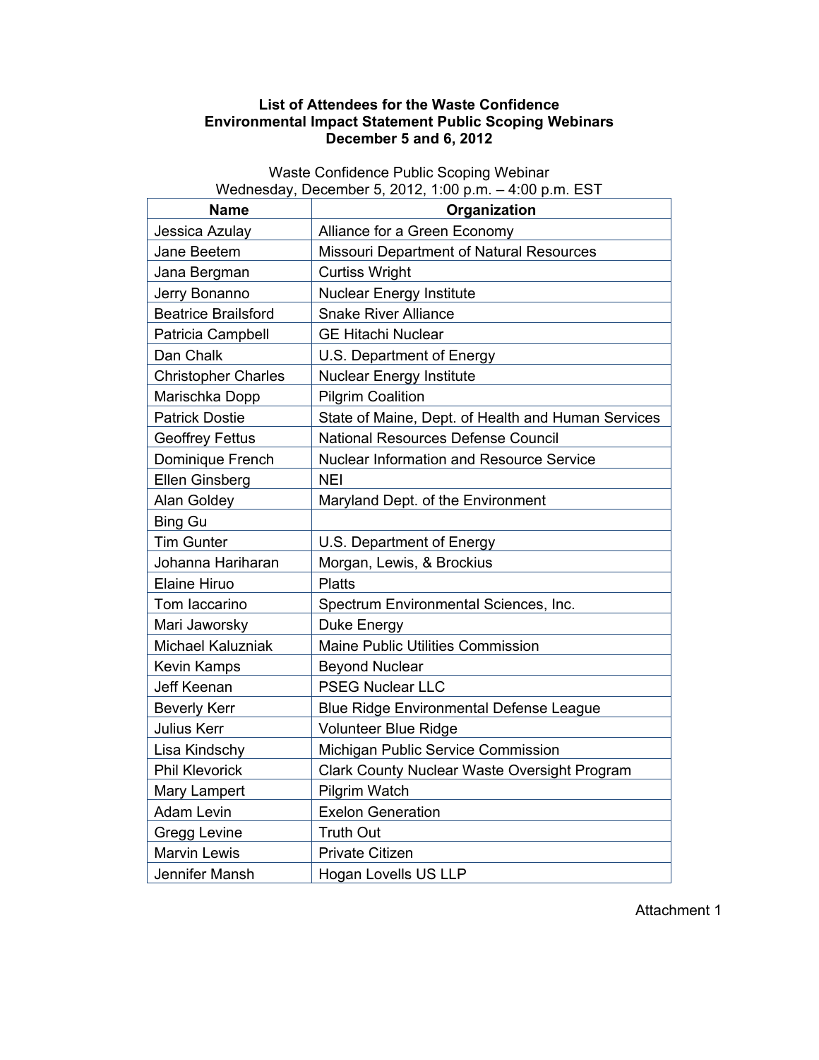**List of Attendees for the Waste Confidence**
**Environmental Impact Statement Public Scoping Webinars**
**December 5 and 6, 2012**

Waste Confidence Public Scoping Webinar
Wednesday, December 5, 2012, 1:00 p.m. – 4:00 p.m. EST

| Name | Organization |
|---|---|
| Jessica Azulay | Alliance for a Green Economy |
| Jane Beetem | Missouri Department of Natural Resources |
| Jana Bergman | Curtiss Wright |
| Jerry Bonanno | Nuclear Energy Institute |
| Beatrice Brailsford | Snake River Alliance |
| Patricia Campbell | GE Hitachi Nuclear |
| Dan Chalk | U.S. Department of Energy |
| Christopher Charles | Nuclear Energy Institute |
| Marischka Dopp | Pilgrim Coalition |
| Patrick Dostie | State of Maine, Dept. of Health and Human Services |
| Geoffrey Fettus | National Resources Defense Council |
| Dominique French | Nuclear Information and Resource Service |
| Ellen Ginsberg | NEI |
| Alan Goldey | Maryland Dept. of the Environment |
| Bing Gu | |
| Tim Gunter | U.S. Department of Energy |
| Johanna Hariharan | Morgan, Lewis, & Brockius |
| Elaine Hiruo | Platts |
| Tom Iaccarino | Spectrum Environmental Sciences, Inc. |
| Mari Jaworsky | Duke Energy |
| Michael Kaluzniak | Maine Public Utilities Commission |
| Kevin Kamps | Beyond Nuclear |
| Jeff Keenan | PSEG Nuclear LLC |
| Beverly Kerr | Blue Ridge Environmental Defense League |
| Julius Kerr | Volunteer Blue Ridge |
| Lisa Kindschy | Michigan Public Service Commission |
| Phil Klevorick | Clark County Nuclear Waste Oversight Program |
| Mary Lampert | Pilgrim Watch |
| Adam Levin | Exelon Generation |
| Gregg Levine | Truth Out |
| Marvin Lewis | Private Citizen |
| Jennifer Mansh | Hogan Lovells US LLP |

Attachment 1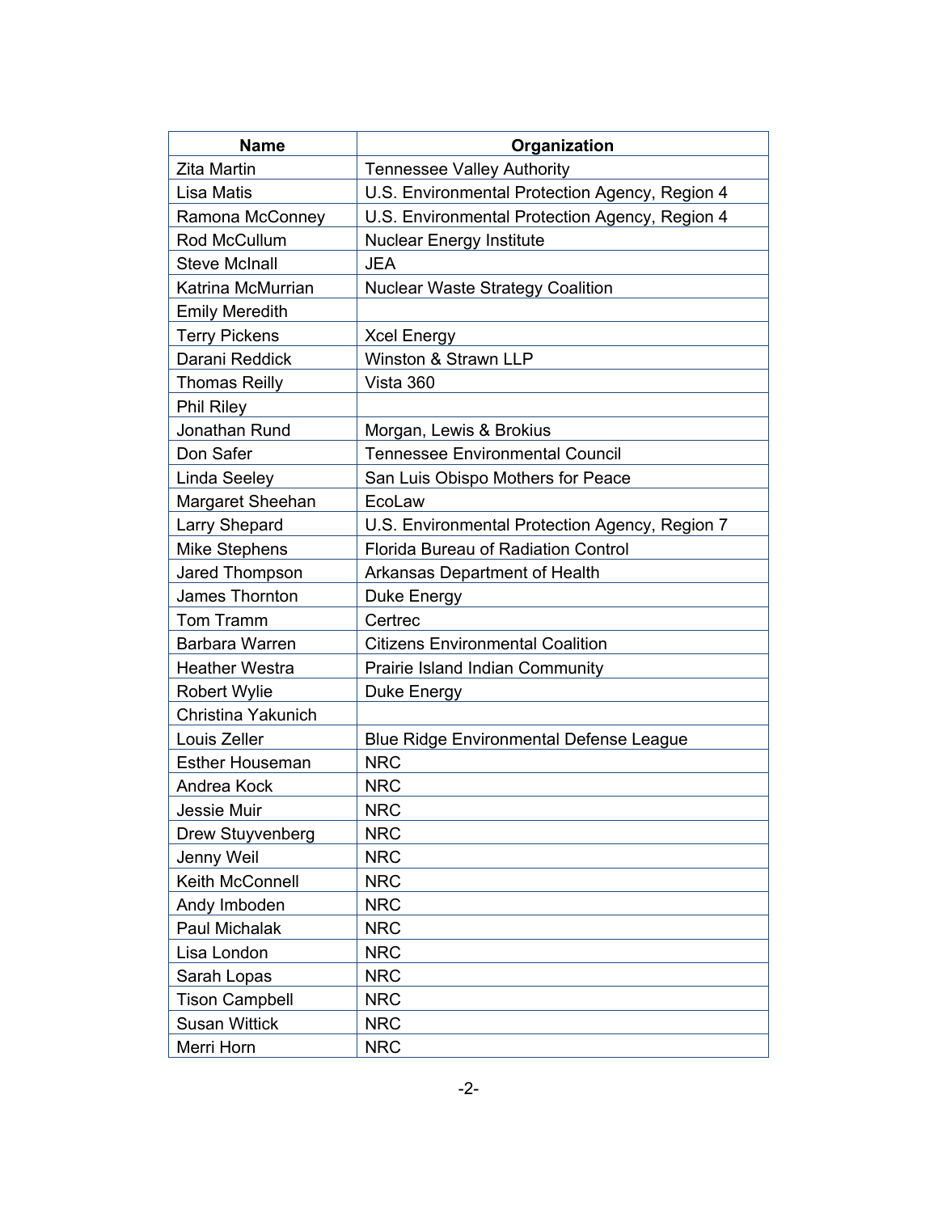| Name | Organization |
|---|---|
| Zita Martin | Tennessee Valley Authority |
| Lisa Matis | U.S. Environmental Protection Agency, Region 4 |
| Ramona McConney | U.S. Environmental Protection Agency, Region 4 |
| Rod McCullum | Nuclear Energy Institute |
| Steve McInall | JEA |
| Katrina McMurrian | Nuclear Waste Strategy Coalition |
| Emily Meredith | |
| Terry Pickens | Xcel Energy |
| Darani Reddick | Winston & Strawn LLP |
| Thomas Reilly | Vista 360 |
| Phil Riley | |
| Jonathan Rund | Morgan, Lewis & Brokius |
| Don Safer | Tennessee Environmental Council |
| Linda Seeley | San Luis Obispo Mothers for Peace |
| Margaret Sheehan | EcoLaw |
| Larry Shepard | U.S. Environmental Protection Agency, Region 7 |
| Mike Stephens | Florida Bureau of Radiation Control |
| Jared Thompson | Arkansas Department of Health |
| James Thornton | Duke Energy |
| Tom Tramm | Certrec |
| Barbara Warren | Citizens Environmental Coalition |
| Heather Westra | Prairie Island Indian Community |
| Robert Wylie | Duke Energy |
| Christina Yakunich | |
| Louis Zeller | Blue Ridge Environmental Defense League |
| Esther Houseman | NRC |
| Andrea Kock | NRC |
| Jessie Muir | NRC |
| Drew Stuyvenberg | NRC |
| Jenny Weil | NRC |
| Keith McConnell | NRC |
| Andy Imboden | NRC |
| Paul Michalak | NRC |
| Lisa London | NRC |
| Sarah Lopas | NRC |
| Tison Campbell | NRC |
| Susan Wittick | NRC |
| Merri Horn | NRC |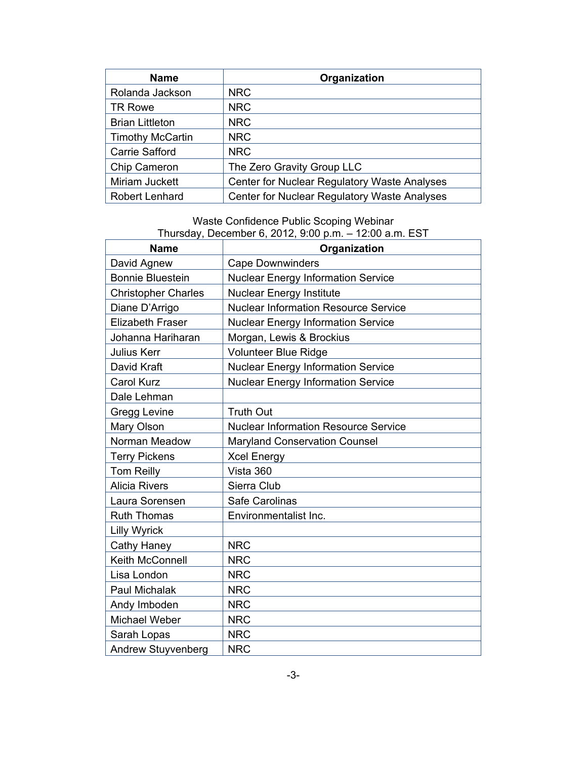| Name | Organization |
| --- | --- |
| Rolanda Jackson | NRC |
| TR Rowe | NRC |
| Brian Littleton | NRC |
| Timothy McCartin | NRC |
| Carrie Safford | NRC |
| Chip Cameron | The Zero Gravity Group LLC |
| Miriam Juckett | Center for Nuclear Regulatory Waste Analyses |
| Robert Lenhard | Center for Nuclear Regulatory Waste Analyses |

Waste Confidence Public Scoping Webinar
Thursday, December 6, 2012, 9:00 p.m. – 12:00 a.m. EST

| Name | Organization |
| --- | --- |
| David Agnew | Cape Downwinders |
| Bonnie Bluestein | Nuclear Energy Information Service |
| Christopher Charles | Nuclear Energy Institute |
| Diane D'Arrigo | Nuclear Information Resource Service |
| Elizabeth Fraser | Nuclear Energy Information Service |
| Johanna Hariharan | Morgan, Lewis & Brockius |
| Julius Kerr | Volunteer Blue Ridge |
| David Kraft | Nuclear Energy Information Service |
| Carol Kurz | Nuclear Energy Information Service |
| Dale Lehman | |
| Gregg Levine | Truth Out |
| Mary Olson | Nuclear Information Resource Service |
| Norman Meadow | Maryland Conservation Counsel |
| Terry Pickens | Xcel Energy |
| Tom Reilly | Vista 360 |
| Alicia Rivers | Sierra Club |
| Laura Sorensen | Safe Carolinas |
| Ruth Thomas | Environmentalist Inc. |
| Lilly Wyrick | |
| Cathy Haney | NRC |
| Keith McConnell | NRC |
| Lisa London | NRC |
| Paul Michalak | NRC |
| Andy Imboden | NRC |
| Michael Weber | NRC |
| Sarah Lopas | NRC |
| Andrew Stuyvenberg | NRC |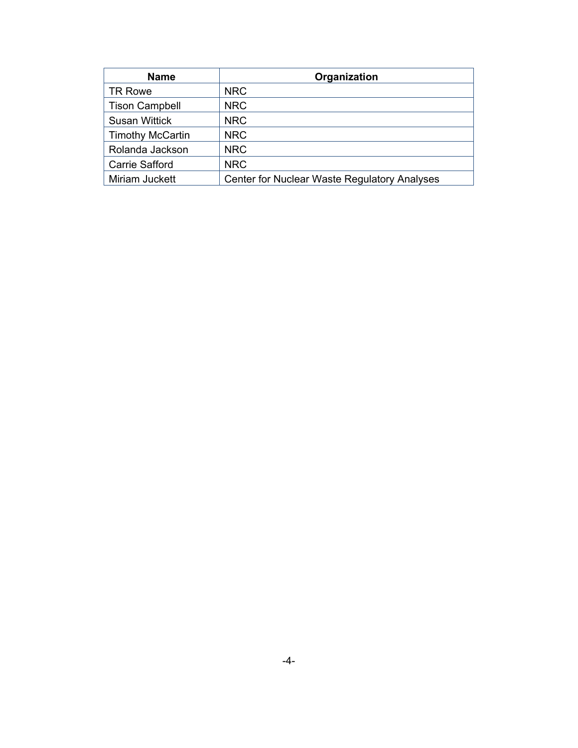| Name | Organization |
| --- | --- |
| TR Rowe | NRC |
| Tison Campbell | NRC |
| Susan Wittick | NRC |
| Timothy McCartin | NRC |
| Rolanda Jackson | NRC |
| Carrie Safford | NRC |
| Miriam Juckett | Center for Nuclear Waste Regulatory Analyses |